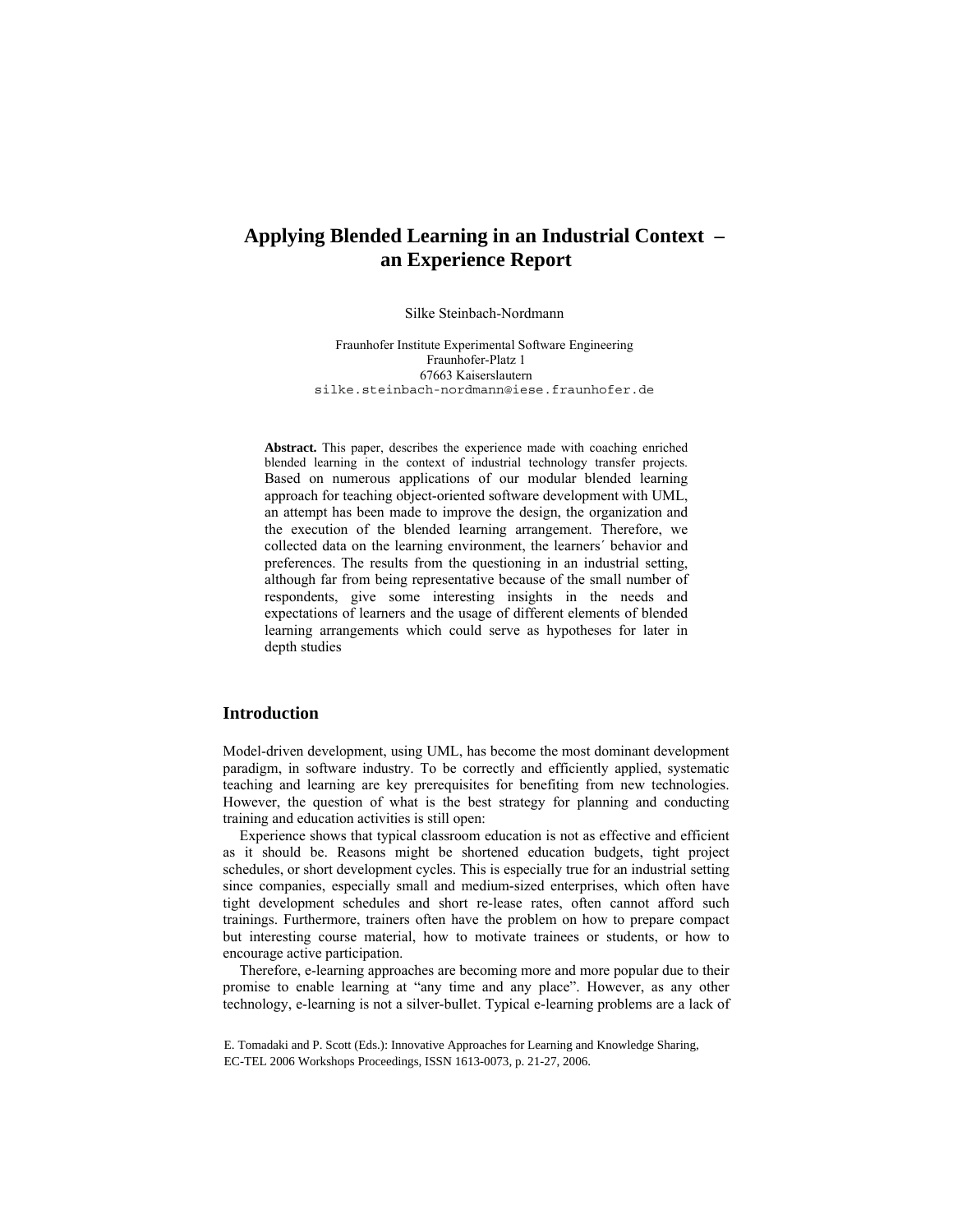# Applying Blended Learning in an Industrial Context – an Experience Report

Silke Steinbach-Nordmann

Fraunhofer Institute Experimental Software Engineering
Fraunhofer-Platz 1
67663 Kaiserslautern
silke.steinbach-nordmann@iese.fraunhofer.de

**Abstract.** This paper, describes the experience made with coaching enriched blended learning in the context of industrial technology transfer projects. Based on numerous applications of our modular blended learning approach for teaching object-oriented software development with UML, an attempt has been made to improve the design, the organization and the execution of the blended learning arrangement. Therefore, we collected data on the learning environment, the learners´ behavior and preferences. The results from the questioning in an industrial setting, although far from being representative because of the small number of respondents, give some interesting insights in the needs and expectations of learners and the usage of different elements of blended learning arrangements which could serve as hypotheses for later in depth studies

## Introduction

Model-driven development, using UML, has become the most dominant development paradigm, in software industry. To be correctly and efficiently applied, systematic teaching and learning are key prerequisites for benefiting from new technologies. However, the question of what is the best strategy for planning and conducting training and education activities is still open:

Experience shows that typical classroom education is not as effective and efficient as it should be. Reasons might be shortened education budgets, tight project schedules, or short development cycles. This is especially true for an industrial setting since companies, especially small and medium-sized enterprises, which often have tight development schedules and short re-lease rates, often cannot afford such trainings. Furthermore, trainers often have the problem on how to prepare compact but interesting course material, how to motivate trainees or students, or how to encourage active participation.

Therefore, e-learning approaches are becoming more and more popular due to their promise to enable learning at "any time and any place". However, as any other technology, e-learning is not a silver-bullet. Typical e-learning problems are a lack of

E. Tomadaki and P. Scott (Eds.): Innovative Approaches for Learning and Knowledge Sharing, EC-TEL 2006 Workshops Proceedings, ISSN 1613-0073, p. 21-27, 2006.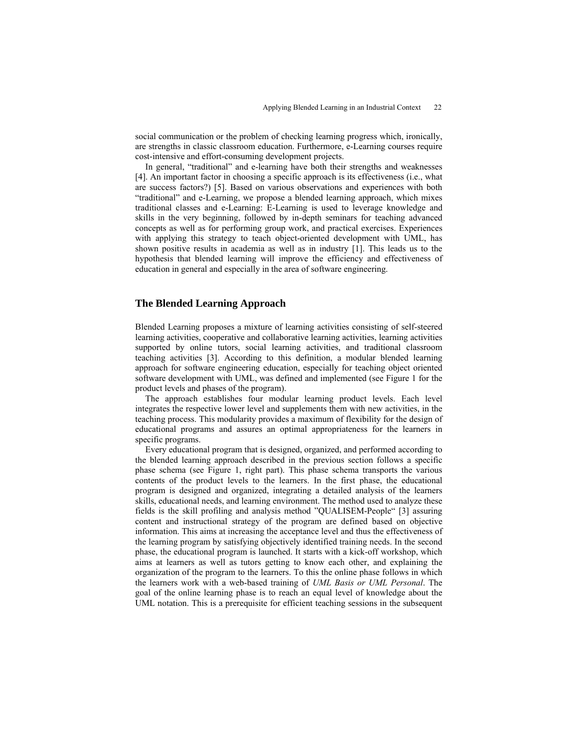social communication or the problem of checking learning progress which, ironically, are strengths in classic classroom education. Furthermore, e-Learning courses require cost-intensive and effort-consuming development projects.

In general, "traditional" and e-learning have both their strengths and weaknesses [4]. An important factor in choosing a specific approach is its effectiveness (i.e., what are success factors?) [5]. Based on various observations and experiences with both "traditional" and e-Learning, we propose a blended learning approach, which mixes traditional classes and e-Learning: E-Learning is used to leverage knowledge and skills in the very beginning, followed by in-depth seminars for teaching advanced concepts as well as for performing group work, and practical exercises. Experiences with applying this strategy to teach object-oriented development with UML, has shown positive results in academia as well as in industry [1]. This leads us to the hypothesis that blended learning will improve the efficiency and effectiveness of education in general and especially in the area of software engineering.

## The Blended Learning Approach

Blended Learning proposes a mixture of learning activities consisting of self-steered learning activities, cooperative and collaborative learning activities, learning activities supported by online tutors, social learning activities, and traditional classroom teaching activities [3]. According to this definition, a modular blended learning approach for software engineering education, especially for teaching object oriented software development with UML, was defined and implemented (see Figure 1 for the product levels and phases of the program).

The approach establishes four modular learning product levels. Each level integrates the respective lower level and supplements them with new activities, in the teaching process. This modularity provides a maximum of flexibility for the design of educational programs and assures an optimal appropriateness for the learners in specific programs.

Every educational program that is designed, organized, and performed according to the blended learning approach described in the previous section follows a specific phase schema (see Figure 1, right part). This phase schema transports the various contents of the product levels to the learners. In the first phase, the educational program is designed and organized, integrating a detailed analysis of the learners skills, educational needs, and learning environment. The method used to analyze these fields is the skill profiling and analysis method "QUALISEM-People" [3] assuring content and instructional strategy of the program are defined based on objective information. This aims at increasing the acceptance level and thus the effectiveness of the learning program by satisfying objectively identified training needs. In the second phase, the educational program is launched. It starts with a kick-off workshop, which aims at learners as well as tutors getting to know each other, and explaining the organization of the program to the learners. To this the online phase follows in which the learners work with a web-based training of *UML Basis or UML Personal*. The goal of the online learning phase is to reach an equal level of knowledge about the UML notation. This is a prerequisite for efficient teaching sessions in the subsequent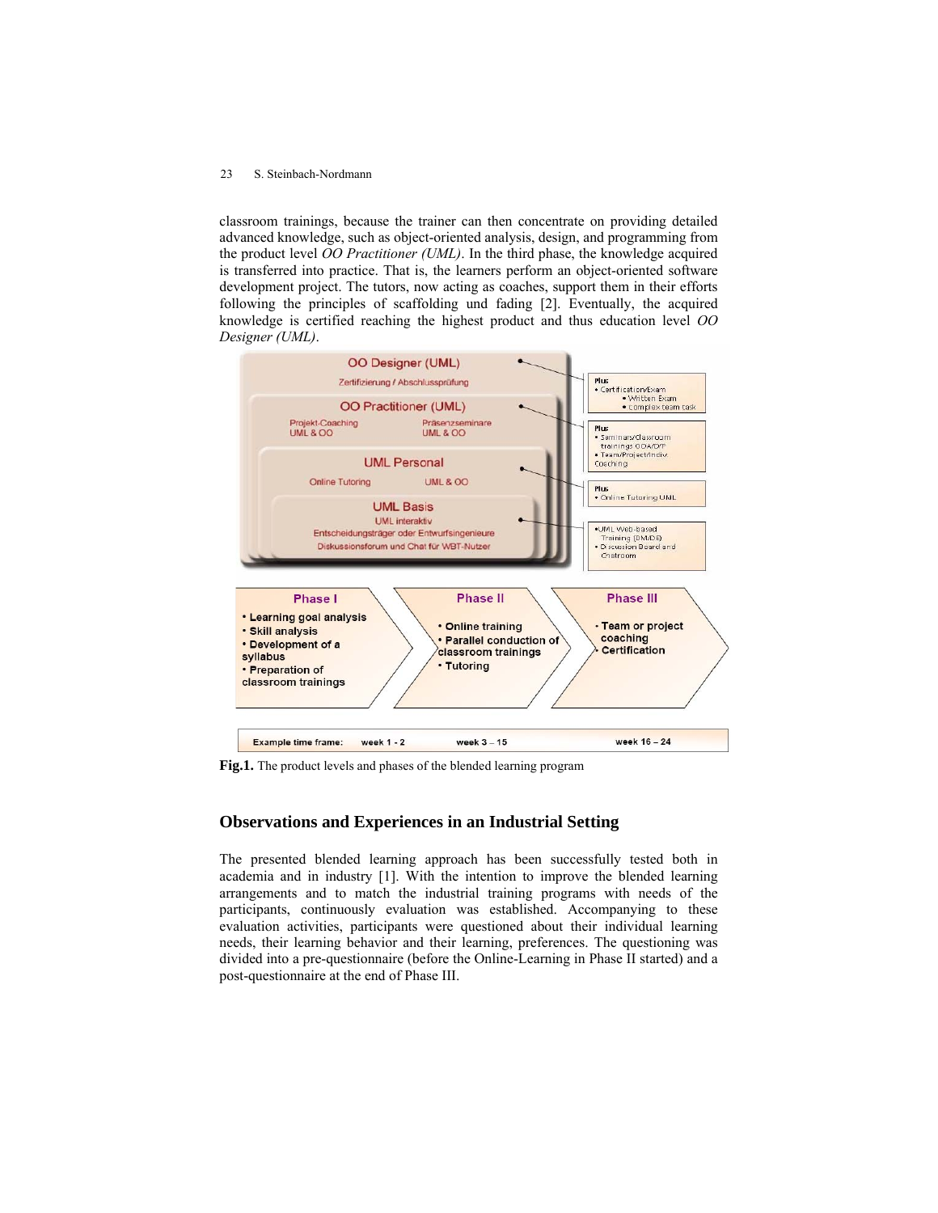classroom trainings, because the trainer can then concentrate on providing detailed advanced knowledge, such as object-oriented analysis, design, and programming from the product level *OO Practitioner (UML)*. In the third phase, the knowledge acquired is transferred into practice. That is, the learners perform an object-oriented software development project. The tutors, now acting as coaches, support them in their efforts following the principles of scaffolding und fading [2]. Eventually, the acquired knowledge is certified reaching the highest product and thus education level *OO Designer (UML)*.

**Fig.1.** The product levels and phases of the blended learning program

## Observations and Experiences in an Industrial Setting

The presented blended learning approach has been successfully tested both in academia and in industry [1]. With the intention to improve the blended learning arrangements and to match the industrial training programs with needs of the participants, continuously evaluation was established. Accompanying to these evaluation activities, participants were questioned about their individual learning needs, their learning behavior and their learning, preferences. The questioning was divided into a pre-questionnaire (before the Online-Learning in Phase II started) and a post-questionnaire at the end of Phase III.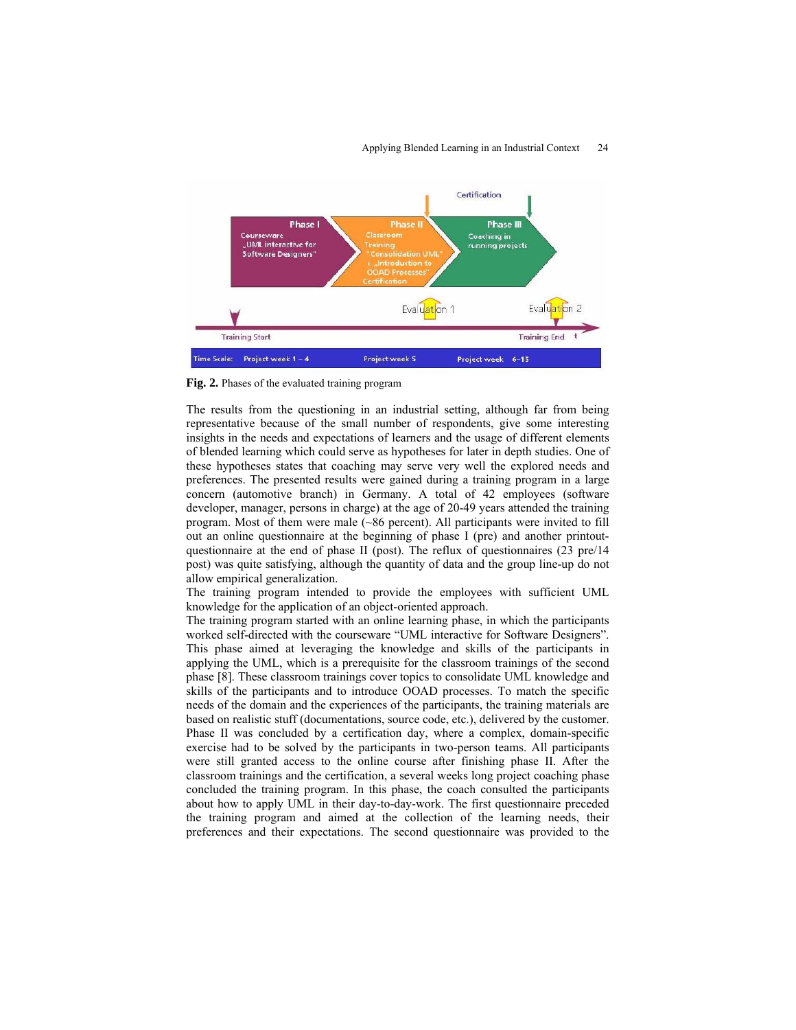**Fig. 2.** Phases of the evaluated training program

The results from the questioning in an industrial setting, although far from being representative because of the small number of respondents, give some interesting insights in the needs and expectations of learners and the usage of different elements of blended learning which could serve as hypotheses for later in depth studies. One of these hypotheses states that coaching may serve very well the explored needs and preferences. The presented results were gained during a training program in a large concern (automotive branch) in Germany. A total of 42 employees (software developer, manager, persons in charge) at the age of 20-49 years attended the training program. Most of them were male (~86 percent). All participants were invited to fill out an online questionnaire at the beginning of phase I (pre) and another printout-questionnaire at the end of phase II (post). The reflux of questionnaires (23 pre/14 post) was quite satisfying, although the quantity of data and the group line-up do not allow empirical generalization.

The training program intended to provide the employees with sufficient UML knowledge for the application of an object-oriented approach.

The training program started with an online learning phase, in which the participants worked self-directed with the courseware "UML interactive for Software Designers". This phase aimed at leveraging the knowledge and skills of the participants in applying the UML, which is a prerequisite for the classroom trainings of the second phase [8]. These classroom trainings cover topics to consolidate UML knowledge and skills of the participants and to introduce OOAD processes. To match the specific needs of the domain and the experiences of the participants, the training materials are based on realistic stuff (documentations, source code, etc.), delivered by the customer. Phase II was concluded by a certification day, where a complex, domain-specific exercise had to be solved by the participants in two-person teams. All participants were still granted access to the online course after finishing phase II. After the classroom trainings and the certification, a several weeks long project coaching phase concluded the training program. In this phase, the coach consulted the participants about how to apply UML in their day-to-day-work. The first questionnaire preceded the training program and aimed at the collection of the learning needs, their preferences and their expectations. The second questionnaire was provided to the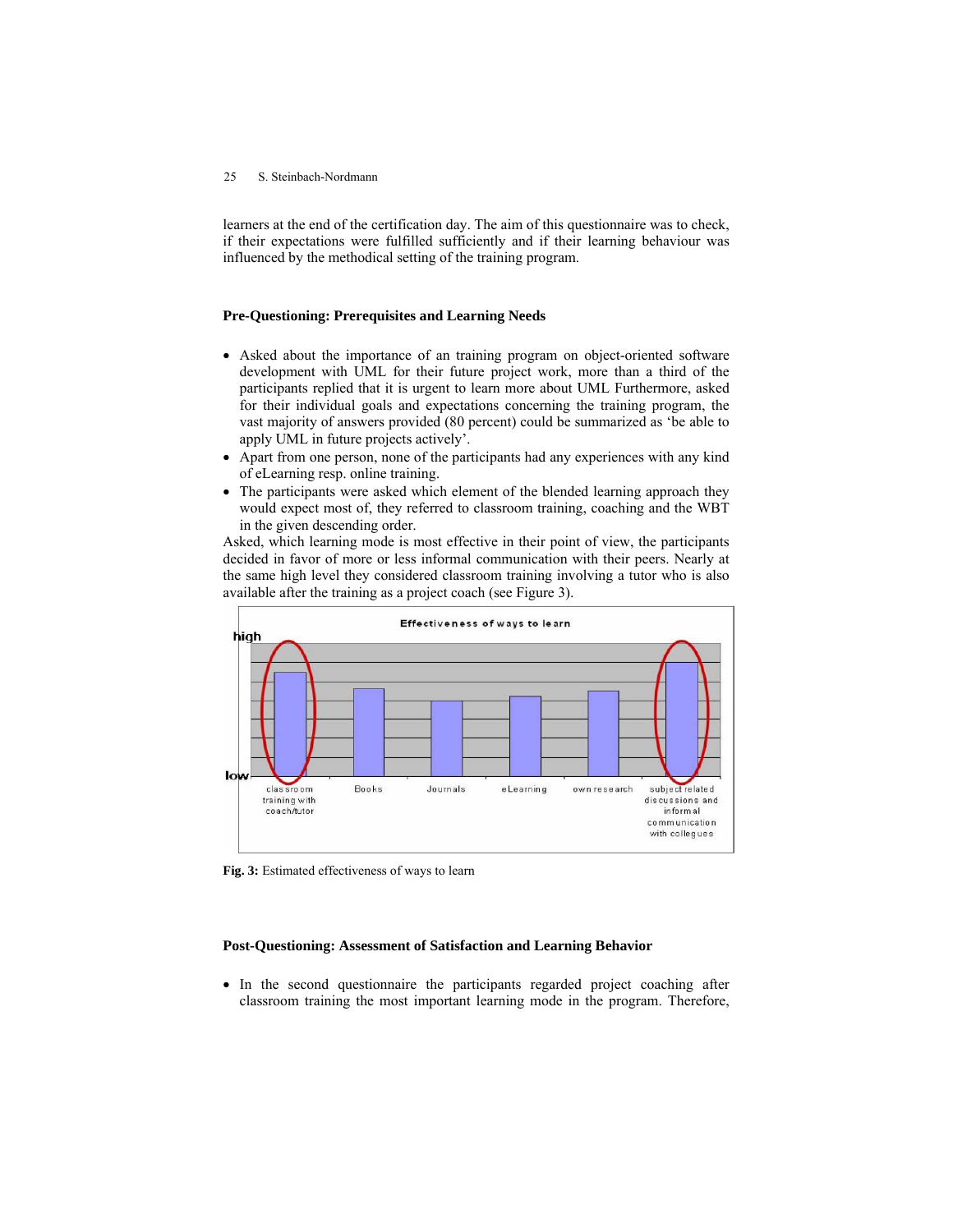learners at the end of the certification day. The aim of this questionnaire was to check, if their expectations were fulfilled sufficiently and if their learning behaviour was influenced by the methodical setting of the training program.

### Pre-Questioning: Prerequisites and Learning Needs

- Asked about the importance of an training program on object-oriented software development with UML for their future project work, more than a third of the participants replied that it is urgent to learn more about UML Furthermore, asked for their individual goals and expectations concerning the training program, the vast majority of answers provided (80 percent) could be summarized as 'be able to apply UML in future projects actively'.
- Apart from one person, none of the participants had any experiences with any kind of eLearning resp. online training.
- The participants were asked which element of the blended learning approach they would expect most of, they referred to classroom training, coaching and the WBT in the given descending order.

Asked, which learning mode is most effective in their point of view, the participants decided in favor of more or less informal communication with their peers. Nearly at the same high level they considered classroom training involving a tutor who is also available after the training as a project coach (see Figure 3).

**Fig. 3:** Estimated effectiveness of ways to learn

### Post-Questioning: Assessment of Satisfaction and Learning Behavior

- In the second questionnaire the participants regarded project coaching after classroom training the most important learning mode in the program. Therefore,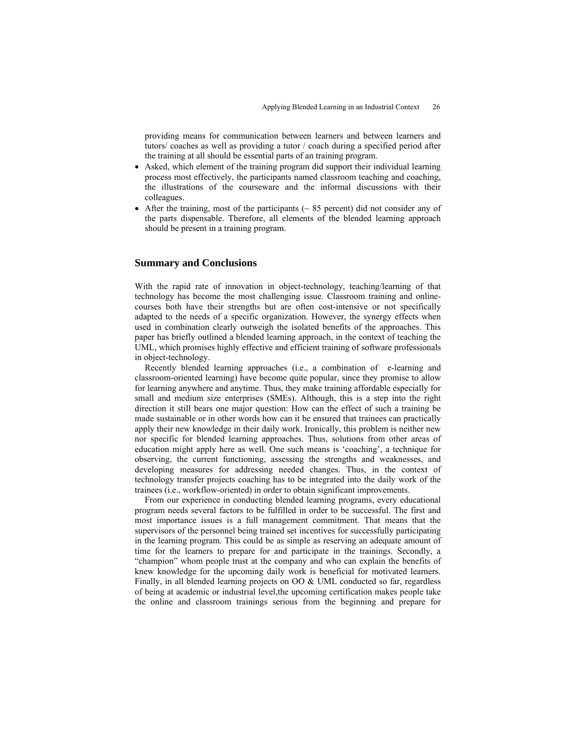providing means for communication between learners and between learners and tutors/ coaches as well as providing a tutor / coach during a specified period after the training at all should be essential parts of an training program.

- Asked, which element of the training program did support their individual learning process most effectively, the participants named classroom teaching and coaching, the illustrations of the courseware and the informal discussions with their colleagues.
- After the training, most of the participants (~ 85 percent) did not consider any of the parts dispensable. Therefore, all elements of the blended learning approach should be present in a training program.

## Summary and Conclusions

With the rapid rate of innovation in object-technology, teaching/learning of that technology has become the most challenging issue. Classroom training and online-courses both have their strengths but are often cost-intensive or not specifically adapted to the needs of a specific organization. However, the synergy effects when used in combination clearly outweigh the isolated benefits of the approaches. This paper has briefly outlined a blended learning approach, in the context of teaching the UML, which promises highly effective and efficient training of software professionals in object-technology.

Recently blended learning approaches (i.e., a combination of e-learning and classroom-oriented learning) have become quite popular, since they promise to allow for learning anywhere and anytime. Thus, they make training affordable especially for small and medium size enterprises (SMEs). Although, this is a step into the right direction it still bears one major question: How can the effect of such a training be made sustainable or in other words how can it be ensured that trainees can practically apply their new knowledge in their daily work. Ironically, this problem is neither new nor specific for blended learning approaches. Thus, solutions from other areas of education might apply here as well. One such means is 'coaching', a technique for observing, the current functioning, assessing the strengths and weaknesses, and developing measures for addressing needed changes. Thus, in the context of technology transfer projects coaching has to be integrated into the daily work of the trainees (i.e., workflow-oriented) in order to obtain significant improvements.

From our experience in conducting blended learning programs, every educational program needs several factors to be fulfilled in order to be successful. The first and most importance issues is a full management commitment. That means that the supervisors of the personnel being trained set incentives for successfully participating in the learning program. This could be as simple as reserving an adequate amount of time for the learners to prepare for and participate in the trainings. Secondly, a "champion" whom people trust at the company and who can explain the benefits of knew knowledge for the upcoming daily work is beneficial for motivated learners. Finally, in all blended learning projects on OO & UML conducted so far, regardless of being at academic or industrial level,the upcoming certification makes people take the online and classroom trainings serious from the beginning and prepare for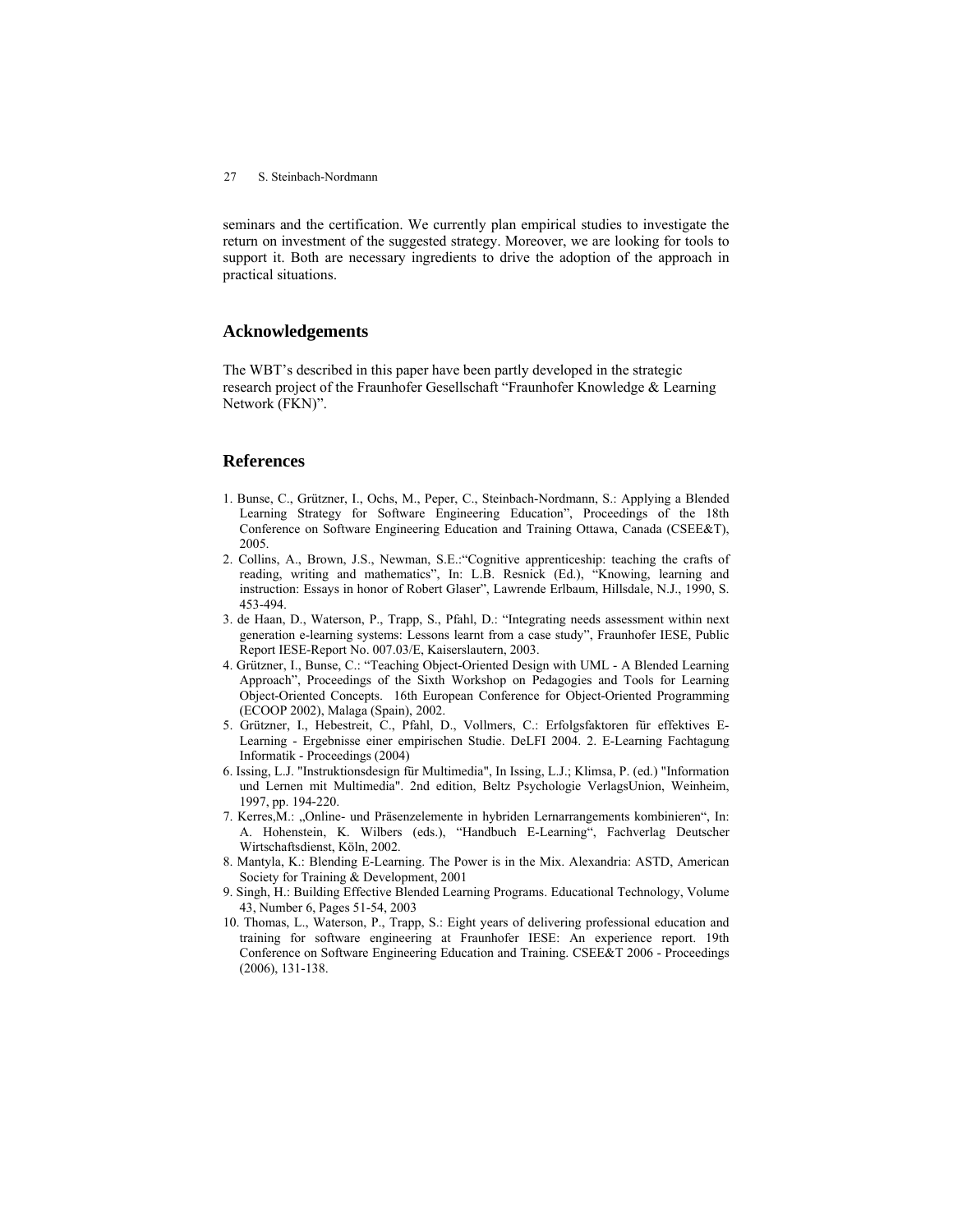seminars and the certification. We currently plan empirical studies to investigate the return on investment of the suggested strategy. Moreover, we are looking for tools to support it. Both are necessary ingredients to drive the adoption of the approach in practical situations.

## Acknowledgements

The WBT's described in this paper have been partly developed in the strategic research project of the Fraunhofer Gesellschaft "Fraunhofer Knowledge & Learning Network (FKN)".

## References

1. Bunse, C., Grützner, I., Ochs, M., Peper, C., Steinbach-Nordmann, S.: Applying a Blended Learning Strategy for Software Engineering Education", Proceedings of the 18th Conference on Software Engineering Education and Training Ottawa, Canada (CSEE&T), 2005.
2. Collins, A., Brown, J.S., Newman, S.E.:"Cognitive apprenticeship: teaching the crafts of reading, writing and mathematics", In: L.B. Resnick (Ed.), "Knowing, learning and instruction: Essays in honor of Robert Glaser", Lawrende Erlbaum, Hillsdale, N.J., 1990, S. 453-494.
3. de Haan, D., Waterson, P., Trapp, S., Pfahl, D.: "Integrating needs assessment within next generation e-learning systems: Lessons learnt from a case study", Fraunhofer IESE, Public Report IESE-Report No. 007.03/E, Kaiserslautern, 2003.
4. Grützner, I., Bunse, C.: "Teaching Object-Oriented Design with UML - A Blended Learning Approach", Proceedings of the Sixth Workshop on Pedagogies and Tools for Learning Object-Oriented Concepts. 16th European Conference for Object-Oriented Programming (ECOOP 2002), Malaga (Spain), 2002.
5. Grützner, I., Hebestreit, C., Pfahl, D., Vollmers, C.: Erfolgsfaktoren für effektives E-Learning - Ergebnisse einer empirischen Studie. DeLFI 2004. 2. E-Learning Fachtagung Informatik - Proceedings (2004)
6. Issing, L.J. "Instruktionsdesign für Multimedia", In Issing, L.J.; Klimsa, P. (ed.) "Information und Lernen mit Multimedia". 2nd edition, Beltz Psychologie VerlagsUnion, Weinheim, 1997, pp. 194-220.
7. Kerres,M.: „Online- und Präsenzelemente in hybriden Lernarrangements kombinieren", In: A. Hohenstein, K. Wilbers (eds.), "Handbuch E-Learning", Fachverlag Deutscher Wirtschaftsdienst, Köln, 2002.
8. Mantyla, K.: Blending E-Learning. The Power is in the Mix. Alexandria: ASTD, American Society for Training & Development, 2001
9. Singh, H.: Building Effective Blended Learning Programs. Educational Technology, Volume 43, Number 6, Pages 51-54, 2003
10. Thomas, L., Waterson, P., Trapp, S.: Eight years of delivering professional education and training for software engineering at Fraunhofer IESE: An experience report. 19th Conference on Software Engineering Education and Training. CSEE&T 2006 - Proceedings (2006), 131-138.